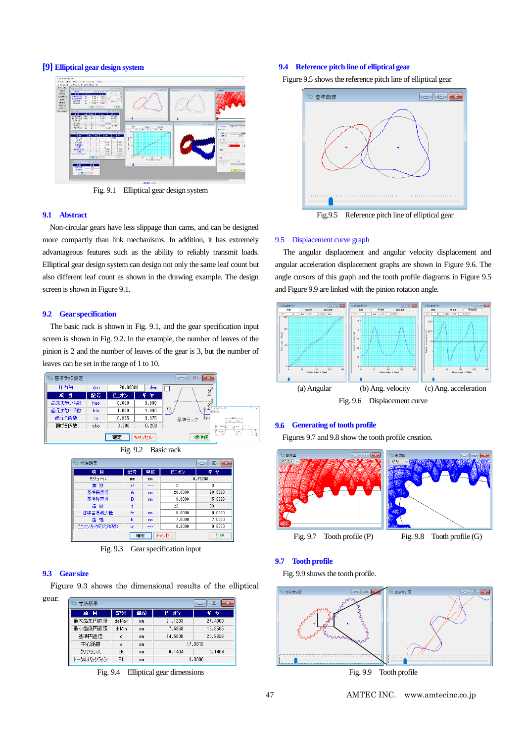## [9] Elliptical gear design system

Fig. 9.1 Elliptical gear design system

### 9.1 Abstract

Non-circular gears have less slippage than cams, and can be designed more compactly than link mechanisms. In addition, it has extremely advantageous features such as the ability to reliably transmit loads. Elliptical gear design system can design not only the same leaf count but also different leaf count as shown in the drawing example. The design screen is shown in Figure 9.1.

### 9.2 Gear specification

The basic rack is shown in Fig. 9.1, and the gear specification input screen is shown in Fig. 9.2. In the example, the number of leaves of the pinion is 2 and the number of leaves of the gear is 3, but the number of leaves can be set in the range of 1 to 10.

Fig. 9.2 Basic rack

Fig. 9.3 Gear specification input

### 9.3 Gear size

Figure 9.3 shows the dimensional results of the elliptical gear.

Fig. 9.4 Elliptical gear dimensions

### 9.4 Reference pitch line of elliptical gear

Figure 9.5 shows the reference pitch line of elliptical gear

Fig.9.5 Reference pitch line of elliptical gear

### 9.5 Displacement curve graph

The angular displacement and angular velocity displacement and angular acceleration displacement graphs are shown in Figure 9.6. The angle cursors of this graph and the tooth profile diagrams in Figure 9.5 and Figure 9.9 are linked with the pinion rotation angle.

(a) Angular (b) Ang. velocity (c) Ang. acceleration

Fig. 9.6 Displacement curve

### 9.6 Generating of tooth profile

Figures 9.7 and 9.8 show the tooth profile creation.

Fig. 9.7 Tooth profile (P) Fig. 9.8 Tooth profile (G)

### 9.7 Tooth profile

Fig. 9.9 shows the tooth profile.

Fig. 9.9 Tooth profile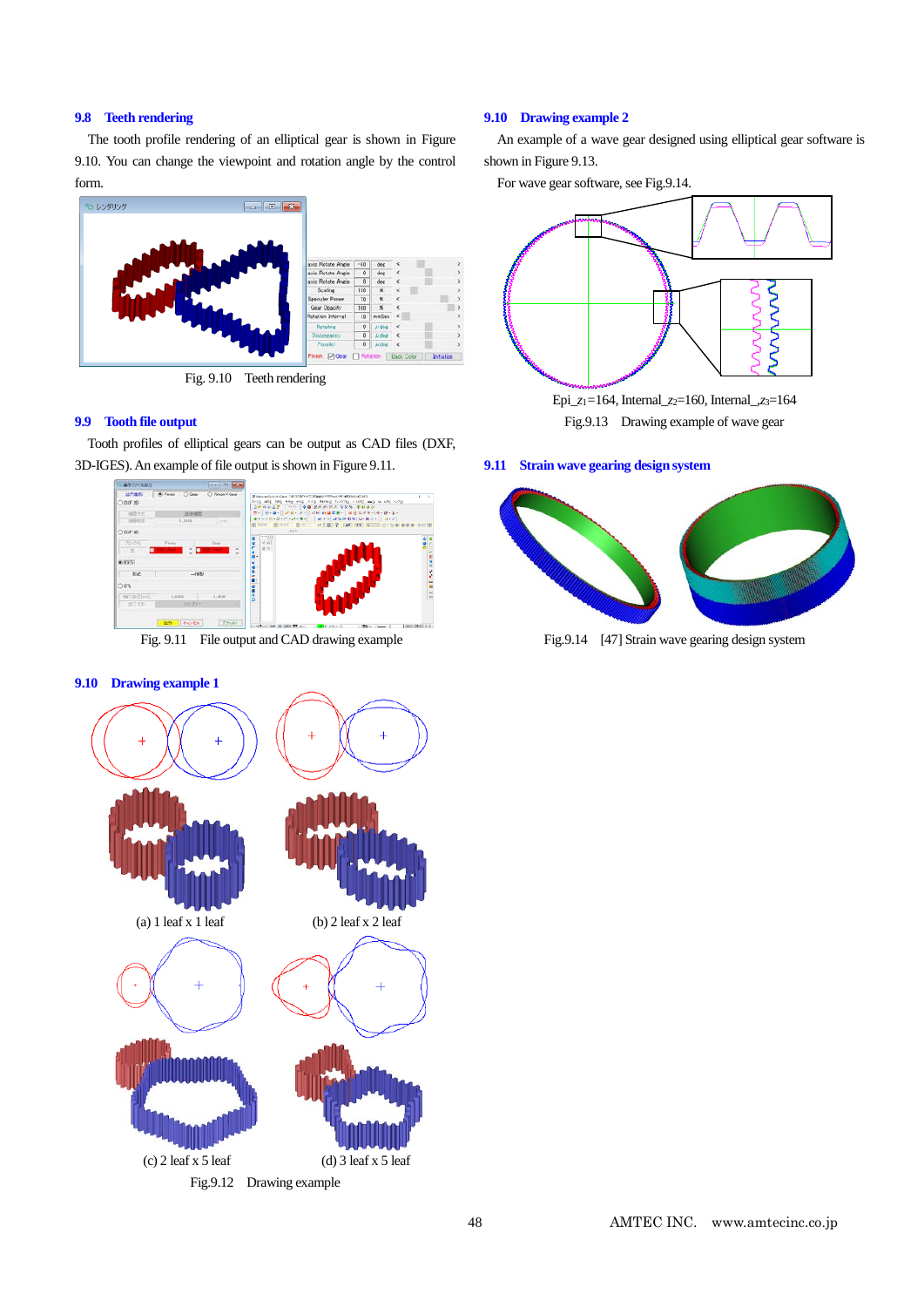## 9.8 Teeth rendering

The tooth profile rendering of an elliptical gear is shown in Figure 9.10. You can change the viewpoint and rotation angle by the control form.

Fig. 9.10 Teeth rendering

## 9.9 Tooth file output

Tooth profiles of elliptical gears can be output as CAD files (DXF, 3D-IGES). An example of file output is shown in Figure 9.11.

Fig. 9.11 File output and CAD drawing example

## 9.10 Drawing example 1

(a) 1 leaf x 1 leaf

(b) 2 leaf x 2 leaf

(c) 2 leaf x 5 leaf

(d) 3 leaf x 5 leaf

Fig.9.12 Drawing example

## 9.10 Drawing example 2

An example of a wave gear designed using elliptical gear software is shown in Figure 9.13.

For wave gear software, see Fig.9.14.

Epi_$z_1$=164, Internal_$z_2$=160, Internal_$z_3$=164

Fig.9.13 Drawing example of wave gear

## 9.11 Strain wave gearing design system

Fig.9.14 [47] Strain wave gearing design system